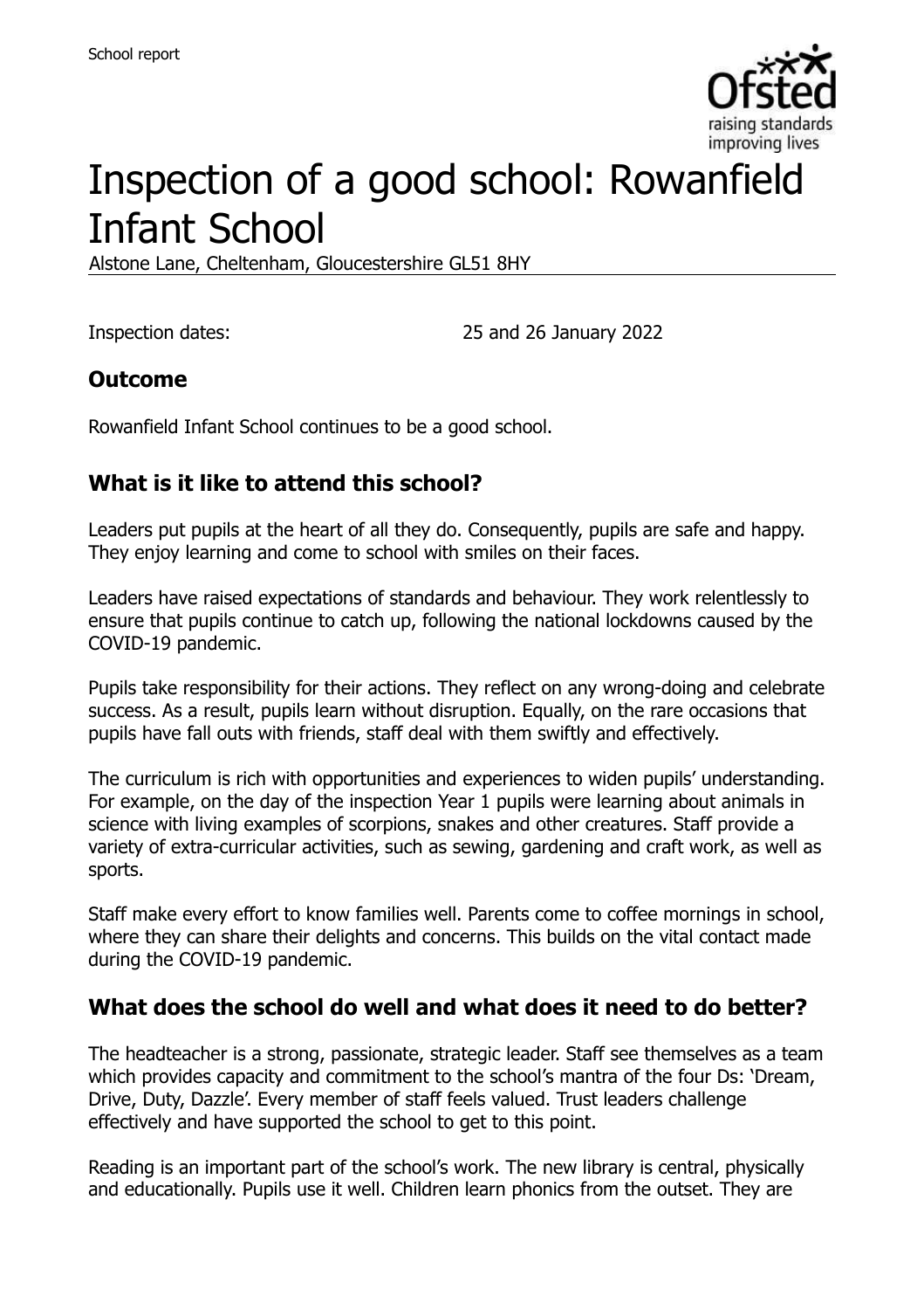School report

# Inspection of a good school: Rowanfield Infant School

Alstone Lane, Cheltenham, Gloucestershire GL51 8HY

Inspection dates: 25 and 26 January 2022

## Outcome

Rowanfield Infant School continues to be a good school.

## What is it like to attend this school?

Leaders put pupils at the heart of all they do. Consequently, pupils are safe and happy. They enjoy learning and come to school with smiles on their faces.

Leaders have raised expectations of standards and behaviour. They work relentlessly to ensure that pupils continue to catch up, following the national lockdowns caused by the COVID-19 pandemic.

Pupils take responsibility for their actions. They reflect on any wrong-doing and celebrate success. As a result, pupils learn without disruption. Equally, on the rare occasions that pupils have fall outs with friends, staff deal with them swiftly and effectively.

The curriculum is rich with opportunities and experiences to widen pupils' understanding. For example, on the day of the inspection Year 1 pupils were learning about animals in science with living examples of scorpions, snakes and other creatures. Staff provide a variety of extra-curricular activities, such as sewing, gardening and craft work, as well as sports.

Staff make every effort to know families well. Parents come to coffee mornings in school, where they can share their delights and concerns. This builds on the vital contact made during the COVID-19 pandemic.

## What does the school do well and what does it need to do better?

The headteacher is a strong, passionate, strategic leader. Staff see themselves as a team which provides capacity and commitment to the school's mantra of the four Ds: 'Dream, Drive, Duty, Dazzle'. Every member of staff feels valued. Trust leaders challenge effectively and have supported the school to get to this point.

Reading is an important part of the school's work. The new library is central, physically and educationally. Pupils use it well. Children learn phonics from the outset. They are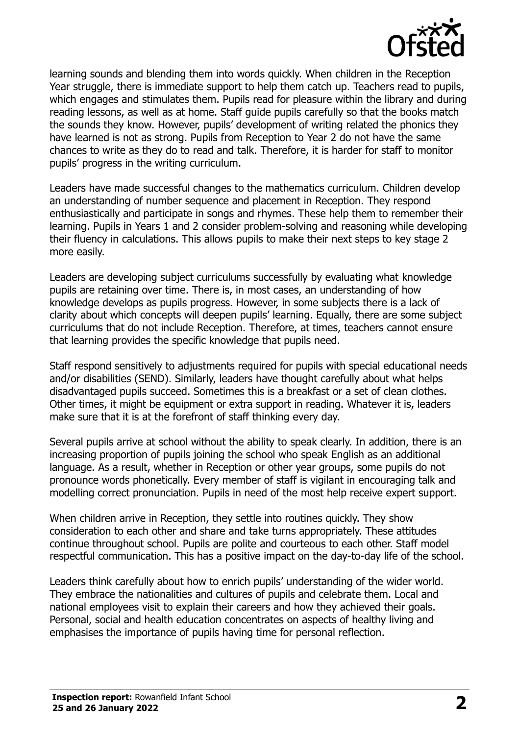learning sounds and blending them into words quickly. When children in the Reception Year struggle, there is immediate support to help them catch up. Teachers read to pupils, which engages and stimulates them. Pupils read for pleasure within the library and during reading lessons, as well as at home. Staff guide pupils carefully so that the books match the sounds they know. However, pupils' development of writing related the phonics they have learned is not as strong. Pupils from Reception to Year 2 do not have the same chances to write as they do to read and talk. Therefore, it is harder for staff to monitor pupils' progress in the writing curriculum.

Leaders have made successful changes to the mathematics curriculum. Children develop an understanding of number sequence and placement in Reception. They respond enthusiastically and participate in songs and rhymes. These help them to remember their learning. Pupils in Years 1 and 2 consider problem-solving and reasoning while developing their fluency in calculations. This allows pupils to make their next steps to key stage 2 more easily.

Leaders are developing subject curriculums successfully by evaluating what knowledge pupils are retaining over time. There is, in most cases, an understanding of how knowledge develops as pupils progress. However, in some subjects there is a lack of clarity about which concepts will deepen pupils' learning. Equally, there are some subject curriculums that do not include Reception. Therefore, at times, teachers cannot ensure that learning provides the specific knowledge that pupils need.

Staff respond sensitively to adjustments required for pupils with special educational needs and/or disabilities (SEND). Similarly, leaders have thought carefully about what helps disadvantaged pupils succeed. Sometimes this is a breakfast or a set of clean clothes. Other times, it might be equipment or extra support in reading. Whatever it is, leaders make sure that it is at the forefront of staff thinking every day.

Several pupils arrive at school without the ability to speak clearly. In addition, there is an increasing proportion of pupils joining the school who speak English as an additional language. As a result, whether in Reception or other year groups, some pupils do not pronounce words phonetically. Every member of staff is vigilant in encouraging talk and modelling correct pronunciation. Pupils in need of the most help receive expert support.

When children arrive in Reception, they settle into routines quickly. They show consideration to each other and share and take turns appropriately. These attitudes continue throughout school. Pupils are polite and courteous to each other. Staff model respectful communication. This has a positive impact on the day-to-day life of the school.

Leaders think carefully about how to enrich pupils' understanding of the wider world. They embrace the nationalities and cultures of pupils and celebrate them. Local and national employees visit to explain their careers and how they achieved their goals. Personal, social and health education concentrates on aspects of healthy living and emphasises the importance of pupils having time for personal reflection.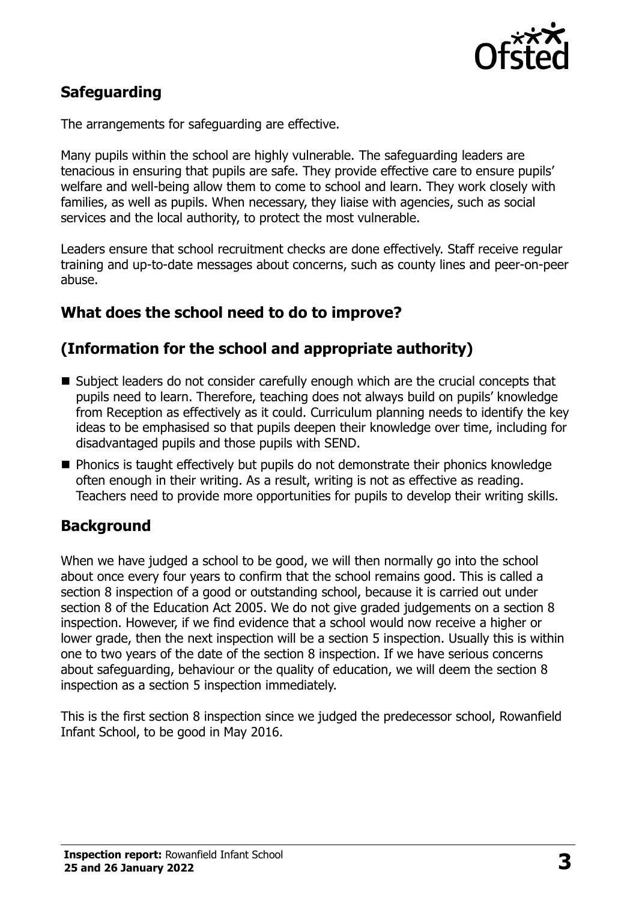## Safeguarding

The arrangements for safeguarding are effective.

Many pupils within the school are highly vulnerable. The safeguarding leaders are tenacious in ensuring that pupils are safe. They provide effective care to ensure pupils' welfare and well-being allow them to come to school and learn. They work closely with families, as well as pupils. When necessary, they liaise with agencies, such as social services and the local authority, to protect the most vulnerable.

Leaders ensure that school recruitment checks are done effectively. Staff receive regular training and up-to-date messages about concerns, such as county lines and peer-on-peer abuse.

## What does the school need to do to improve?

## (Information for the school and appropriate authority)

- Subject leaders do not consider carefully enough which are the crucial concepts that pupils need to learn. Therefore, teaching does not always build on pupils' knowledge from Reception as effectively as it could. Curriculum planning needs to identify the key ideas to be emphasised so that pupils deepen their knowledge over time, including for disadvantaged pupils and those pupils with SEND.
- Phonics is taught effectively but pupils do not demonstrate their phonics knowledge often enough in their writing. As a result, writing is not as effective as reading. Teachers need to provide more opportunities for pupils to develop their writing skills.

## Background

When we have judged a school to be good, we will then normally go into the school about once every four years to confirm that the school remains good. This is called a section 8 inspection of a good or outstanding school, because it is carried out under section 8 of the Education Act 2005. We do not give graded judgements on a section 8 inspection. However, if we find evidence that a school would now receive a higher or lower grade, then the next inspection will be a section 5 inspection. Usually this is within one to two years of the date of the section 8 inspection. If we have serious concerns about safeguarding, behaviour or the quality of education, we will deem the section 8 inspection as a section 5 inspection immediately.

This is the first section 8 inspection since we judged the predecessor school, Rowanfield Infant School, to be good in May 2016.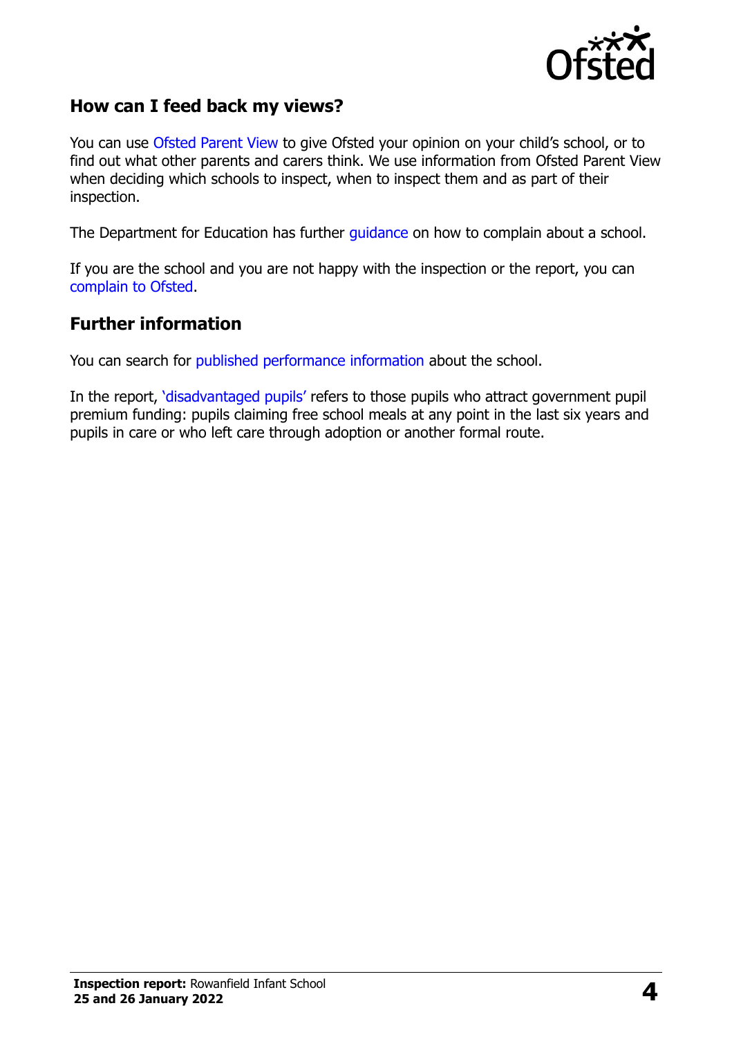## How can I feed back my views?

You can use Ofsted Parent View to give Ofsted your opinion on your child's school, or to find out what other parents and carers think. We use information from Ofsted Parent View when deciding which schools to inspect, when to inspect them and as part of their inspection.

The Department for Education has further guidance on how to complain about a school.

If you are the school and you are not happy with the inspection or the report, you can complain to Ofsted.

## Further information

You can search for published performance information about the school.

In the report, 'disadvantaged pupils' refers to those pupils who attract government pupil premium funding: pupils claiming free school meals at any point in the last six years and pupils in care or who left care through adoption or another formal route.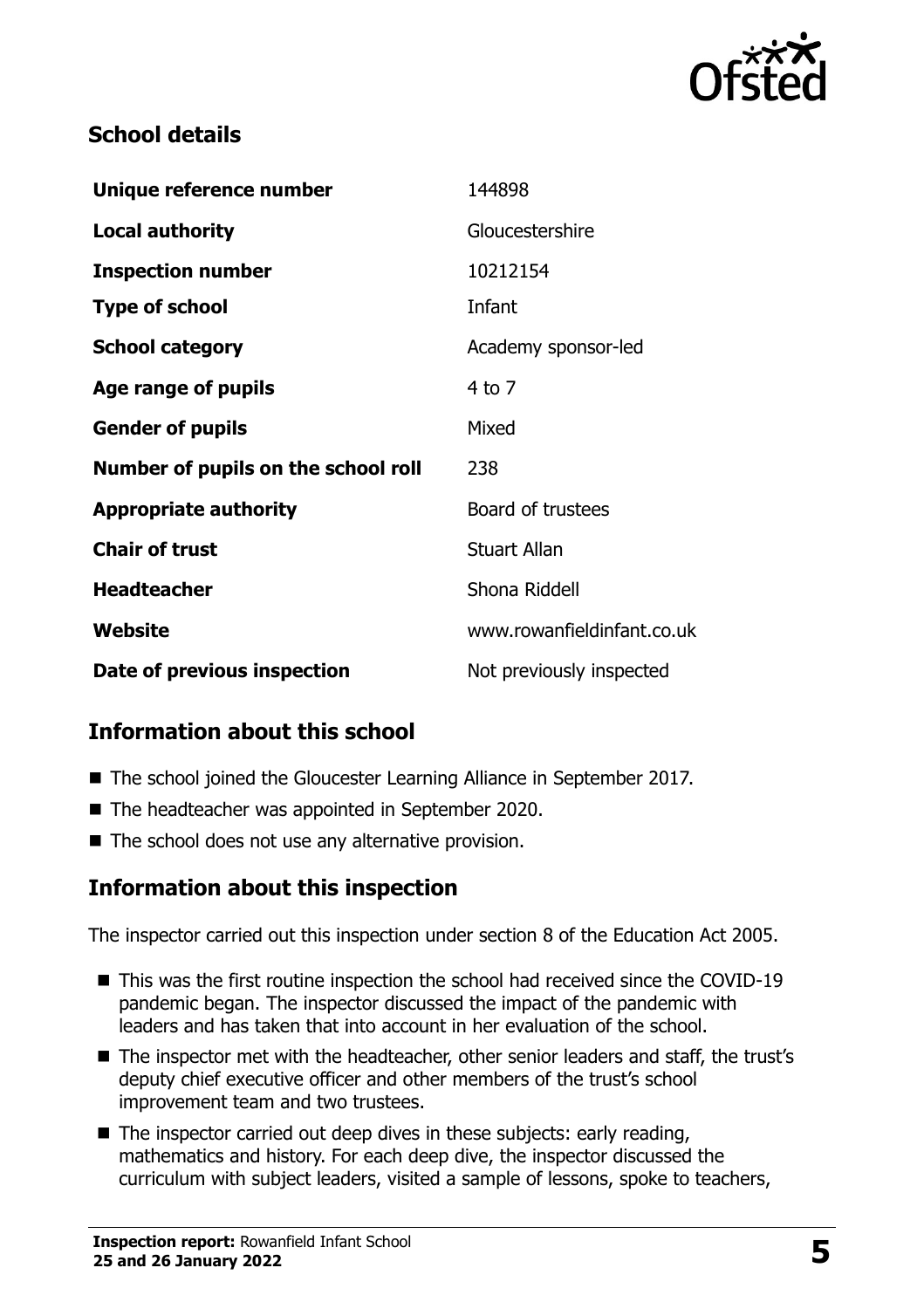## School details

| | |
|---|---|
| **Unique reference number** | 144898 |
| **Local authority** | Gloucestershire |
| **Inspection number** | 10212154 |
| **Type of school** | Infant |
| **School category** | Academy sponsor-led |
| **Age range of pupils** | 4 to 7 |
| **Gender of pupils** | Mixed |
| **Number of pupils on the school roll** | 238 |
| **Appropriate authority** | Board of trustees |
| **Chair of trust** | Stuart Allan |
| **Headteacher** | Shona Riddell |
| **Website** | www.rowanfieldinfant.co.uk |
| **Date of previous inspection** | Not previously inspected |

## Information about this school

- The school joined the Gloucester Learning Alliance in September 2017.
- The headteacher was appointed in September 2020.
- The school does not use any alternative provision.

## Information about this inspection

The inspector carried out this inspection under section 8 of the Education Act 2005.

- This was the first routine inspection the school had received since the COVID-19 pandemic began. The inspector discussed the impact of the pandemic with leaders and has taken that into account in her evaluation of the school.
- The inspector met with the headteacher, other senior leaders and staff, the trust's deputy chief executive officer and other members of the trust's school improvement team and two trustees.
- The inspector carried out deep dives in these subjects: early reading, mathematics and history. For each deep dive, the inspector discussed the curriculum with subject leaders, visited a sample of lessons, spoke to teachers,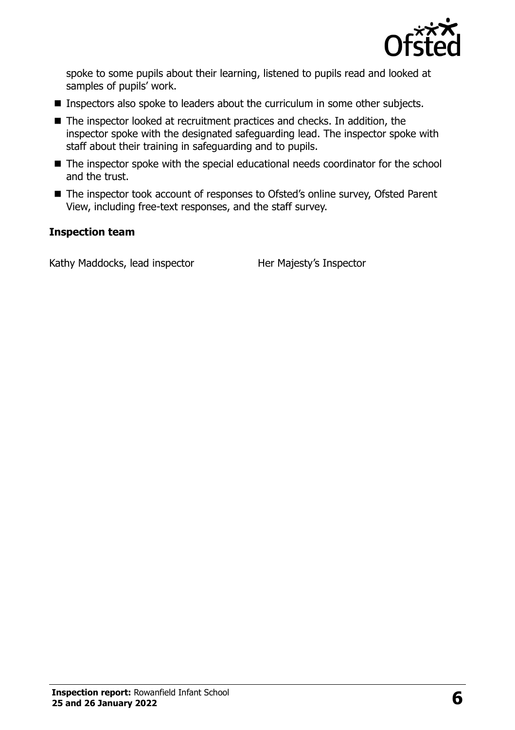spoke to some pupils about their learning, listened to pupils read and looked at samples of pupils' work.

- Inspectors also spoke to leaders about the curriculum in some other subjects.
- The inspector looked at recruitment practices and checks. In addition, the inspector spoke with the designated safeguarding lead. The inspector spoke with staff about their training in safeguarding and to pupils.
- The inspector spoke with the special educational needs coordinator for the school and the trust.
- The inspector took account of responses to Ofsted's online survey, Ofsted Parent View, including free-text responses, and the staff survey.

**Inspection team**

| | |
|---|---|
| Kathy Maddocks, lead inspector | Her Majesty's Inspector |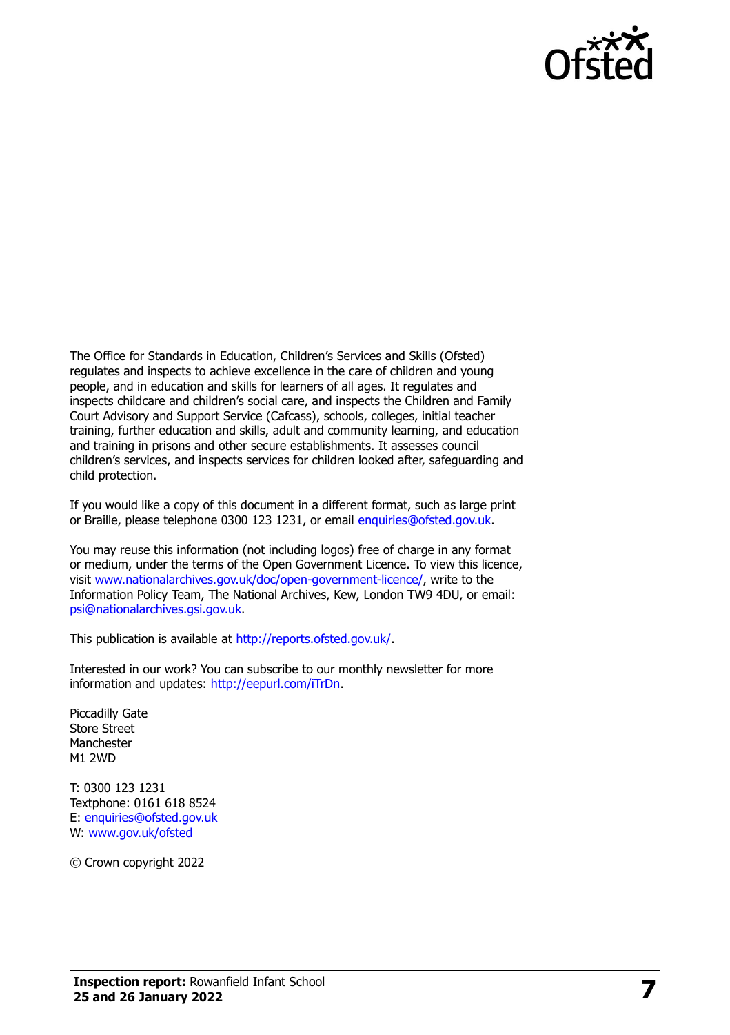The Office for Standards in Education, Children's Services and Skills (Ofsted) regulates and inspects to achieve excellence in the care of children and young people, and in education and skills for learners of all ages. It regulates and inspects childcare and children's social care, and inspects the Children and Family Court Advisory and Support Service (Cafcass), schools, colleges, initial teacher training, further education and skills, adult and community learning, and education and training in prisons and other secure establishments. It assesses council children's services, and inspects services for children looked after, safeguarding and child protection.

If you would like a copy of this document in a different format, such as large print or Braille, please telephone 0300 123 1231, or email enquiries@ofsted.gov.uk.

You may reuse this information (not including logos) free of charge in any format or medium, under the terms of the Open Government Licence. To view this licence, visit www.nationalarchives.gov.uk/doc/open-government-licence/, write to the Information Policy Team, The National Archives, Kew, London TW9 4DU, or email: psi@nationalarchives.gsi.gov.uk.

This publication is available at http://reports.ofsted.gov.uk/.

Interested in our work? You can subscribe to our monthly newsletter for more information and updates: http://eepurl.com/iTrDn.

Piccadilly Gate
Store Street
Manchester
M1 2WD

T: 0300 123 1231
Textphone: 0161 618 8524
E: enquiries@ofsted.gov.uk
W: www.gov.uk/ofsted

© Crown copyright 2022